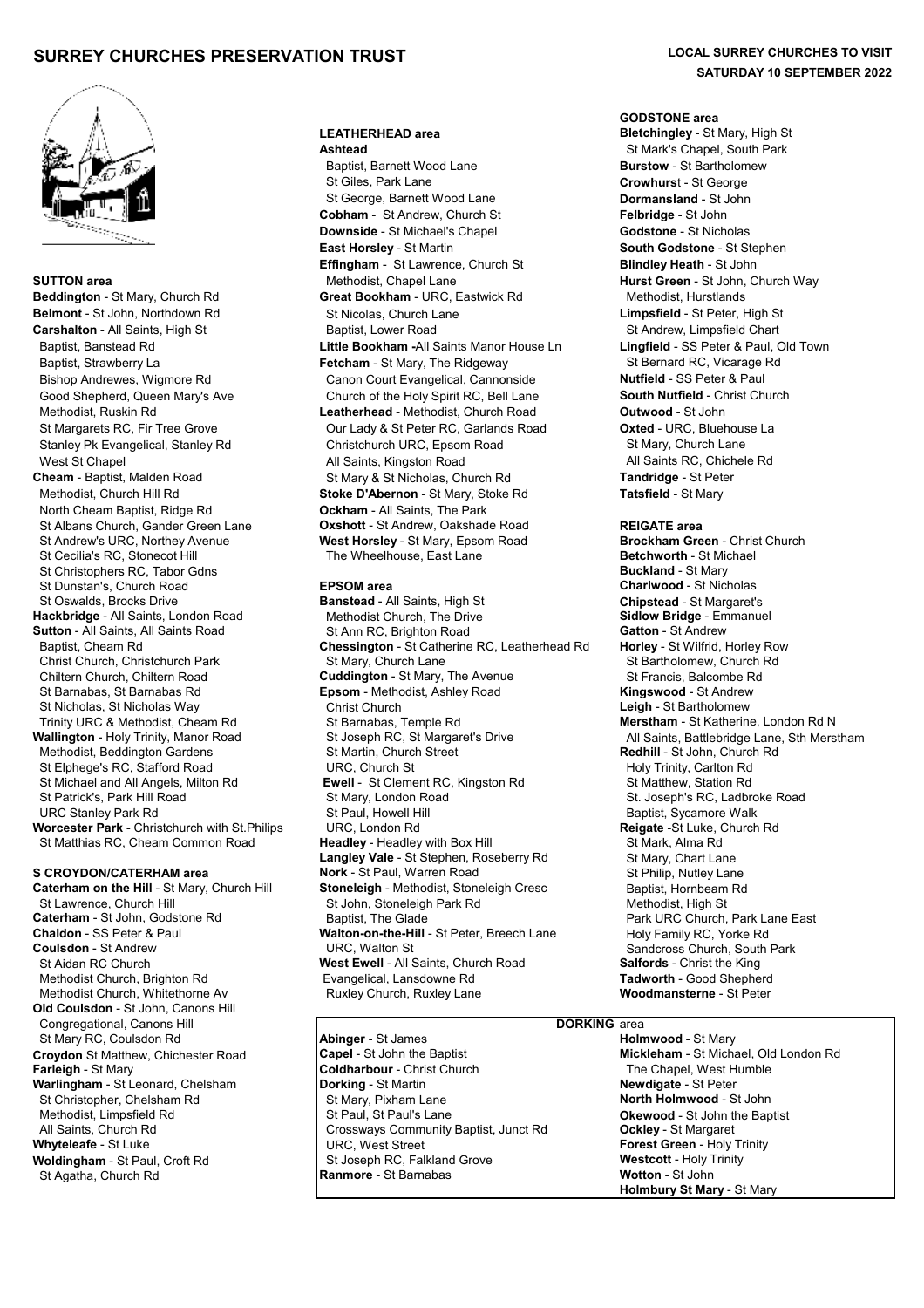# SURREY CHURCHES PRESERVATION TRUST

## LOCAL SURREY CHURCHES TO VISIT
## SATURDAY 10 SEPTEMBER 2022

### SUTTON area

**Beddington** - St Mary, Church Rd
**Belmont** - St John, Northdown Rd
**Carshalton** - All Saints, High St
Baptist, Banstead Rd
Baptist, Strawberry La
Bishop Andrewes, Wigmore Rd
Good Shepherd, Queen Mary's Ave
Methodist, Ruskin Rd
St Margarets RC, Fir Tree Grove
Stanley Pk Evangelical, Stanley Rd
West St Chapel
**Cheam** - Baptist, Malden Road
Methodist, Church Hill Rd
North Cheam Baptist, Ridge Rd
St Albans Church, Gander Green Lane
St Andrew's URC, Northey Avenue
St Cecilia's RC, Stonecot Hill
St Christophers RC, Tabor Gdns
St Dunstan's, Church Road
St Oswalds, Brocks Drive
**Hackbridge** - All Saints, London Road
**Sutton** - All Saints, All Saints Road
Baptist, Cheam Rd
Christ Church, Christchurch Park
Chiltern Church, Chiltern Road
St Barnabas, St Barnabas Rd
St Nicholas, St Nicholas Way
Trinity URC & Methodist, Cheam Rd
**Wallington** - Holy Trinity, Manor Road
Methodist, Beddington Gardens
St Elphege's RC, Stafford Road
St Michael and All Angels, Milton Rd
St Patrick's, Park Hill Road
URC Stanley Park Rd
**Worcester Park** - Christchurch with St.Philips
St Matthias RC, Cheam Common Road

### S CROYDON/CATERHAM area

**Caterham on the Hill** - St Mary, Church Hill
St Lawrence, Church Hill
**Caterham** - St John, Godstone Rd
**Chaldon** - SS Peter & Paul
**Coulsdon** - St Andrew
St Aidan RC Church
Methodist Church, Brighton Rd
Methodist Church, Whitethorne Av
**Old Coulsdon** - St John, Canons Hill
Congregational, Canons Hill
St Mary RC, Coulsdon Rd
**Croydon** St Matthew, Chichester Road
**Farleigh** - St Mary
**Warlingham** - St Leonard, Chelsham
St Christopher, Chelsham Rd
Methodist, Limpsfield Rd
All Saints, Church Rd
**Whyteleafe** - St Luke
**Woldingham** - St Paul, Croft Rd
St Agatha, Church Rd

### LEATHERHEAD area

**Ashtead**
Baptist, Barnett Wood Lane
St Giles, Park Lane
St George, Barnett Wood Lane
**Cobham** - St Andrew, Church St
**Downside** - St Michael's Chapel
**East Horsley** - St Martin
**Effingham** - St Lawrence, Church St
Methodist, Chapel Lane
**Great Bookham** - URC, Eastwick Rd
St Nicolas, Church Lane
Baptist, Lower Road
**Little Bookham** -All Saints Manor House Ln
**Fetcham** - St Mary, The Ridgeway
Canon Court Evangelical, Cannonside
Church of the Holy Spirit RC, Bell Lane
**Leatherhead** - Methodist, Church Road
Our Lady & St Peter RC, Garlands Road
Christchurch URC, Epsom Road
All Saints, Kingston Road
St Mary & St Nicholas, Church Rd
**Stoke D'Abernon** - St Mary, Stoke Rd
**Ockham** - All Saints, The Park
**Oxshott** - St Andrew, Oakshade Road
**West Horsley** - St Mary, Epsom Road
The Wheelhouse, East Lane

### EPSOM area

**Banstead** - All Saints, High St
Methodist Church, The Drive
St Ann RC, Brighton Road
**Chessington** - St Catherine RC, Leatherhead Rd
St Mary, Church Lane
**Cuddington** - St Mary, The Avenue
**Epsom** - Methodist, Ashley Road
Christ Church
St Barnabas, Temple Rd
St Joseph RC, St Margaret's Drive
St Martin, Church Street
URC, Church St
**Ewell** - St Clement RC, Kingston Rd
St Mary, London Road
St Paul, Howell Hill
URC, London Rd
**Headley** - Headley with Box Hill
**Langley Vale** - St Stephen, Roseberry Rd
**Nork** - St Paul, Warren Road
**Stoneleigh** - Methodist, Stoneleigh Cresc
St John, Stoneleigh Park Rd
Baptist, The Glade
**Walton-on-the-Hill** - St Peter, Breech Lane
URC, Walton St
**West Ewell** - All Saints, Church Road
Evangelical, Lansdowne Rd
Ruxley Church, Ruxley Lane

### GODSTONE area

**Bletchingley** - St Mary, High St
St Mark's Chapel, South Park
**Burstow** - St Bartholomew
**Crowhurst** - St George
**Dormansland** - St John
**Felbridge** - St John
**Godstone** - St Nicholas
**South Godstone** - St Stephen
**Blindley Heath** - St John
**Hurst Green** - St John, Church Way
Methodist, Hurstlands
**Limpsfield** - St Peter, High St
St Andrew, Limpsfield Chart
**Lingfield** - SS Peter & Paul, Old Town
St Bernard RC, Vicarage Rd
**Nutfield** - SS Peter & Paul
**South Nutfield** - Christ Church
**Outwood** - St John
**Oxted** - URC, Bluehouse La
St Mary, Church Lane
All Saints RC, Chichele Rd
**Tandridge** - St Peter
**Tatsfield** - St Mary

### REIGATE area

**Brockham Green** - Christ Church
**Betchworth** - St Michael
**Buckland** - St Mary
**Charlwood** - St Nicholas
**Chipstead** - St Margaret's
**Sidlow Bridge** - Emmanuel
**Gatton** - St Andrew
**Horley** - St Wilfrid, Horley Row
St Bartholomew, Church Rd
St Francis, Balcombe Rd
**Kingswood** - St Andrew
**Leigh** - St Bartholomew
**Merstham** - St Katherine, London Rd N
All Saints, Battlebridge Lane, Sth Merstham
**Redhill** - St John, Church Rd
Holy Trinity, Carlton Rd
St Matthew, Station Rd
St. Joseph's RC, Ladbroke Road
Baptist, Sycamore Walk
**Reigate** -St Luke, Church Rd
St Mark, Alma Rd
St Mary, Chart Lane
St Philip, Nutley Lane
Baptist, Hornbeam Rd
Methodist, High St
Park URC Church, Park Lane East
Holy Family RC, Yorke Rd
Sandcross Church, South Park
**Salfords** - Christ the King
**Tadworth** - Good Shepherd
**Woodmansterne** - St Peter

### DORKING area

**Abinger** - St James
**Capel** - St John the Baptist
**Coldharbour** - Christ Church
**Dorking** - St Martin
St Mary, Pixham Lane
St Paul, St Paul's Lane
Crossways Community Baptist, Junct Rd
URC, West Street
St Joseph RC, Falkland Grove
**Ranmore** - St Barnabas
**Holmwood** - St Mary
**Mickleham** - St Michael, Old London Rd
The Chapel, West Humble
**Newdigate** - St Peter
**North Holmwood** - St John
**Okewood** - St John the Baptist
**Ockley** - St Margaret
**Forest Green** - Holy Trinity
**Westcott** - Holy Trinity
**Wotton** - St John
**Holmbury St Mary** - St Mary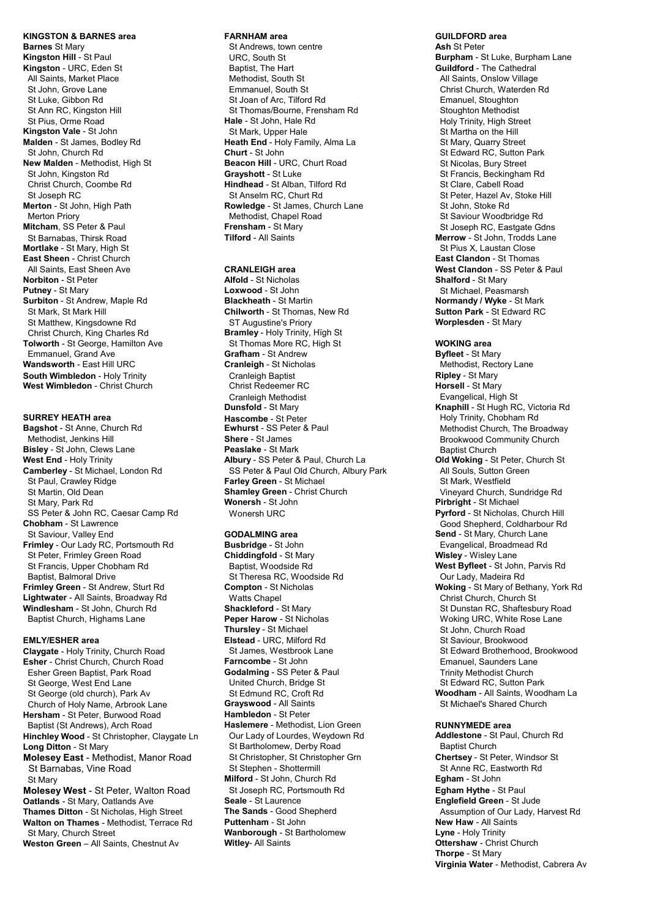**KINGSTON & BARNES area**
**Barnes** St Mary
**Kingston Hill** - St Paul
**Kingston** - URC, Eden St
All Saints, Market Place
St John, Grove Lane
St Luke, Gibbon Rd
St Ann RC, Kingston Hill
St Pius, Orme Road
**Kingston Vale** - St John
**Malden** - St James, Bodley Rd
St John, Church Rd
**New Malden** - Methodist, High St
St John, Kingston Rd
Christ Church, Coombe Rd
St Joseph RC
**Merton** - St John, High Path
Merton Priory
**Mitcham**, SS Peter & Paul
St Barnabas, Thirsk Road
**Mortlake** - St Mary, High St
**East Sheen** - Christ Church
All Saints, East Sheen Ave
**Norbiton** - St Peter
**Putney** - St Mary
**Surbiton** - St Andrew, Maple Rd
St Mark, St Mark Hill
St Matthew, Kingsdowne Rd
Christ Church, King Charles Rd
**Tolworth** - St George, Hamilton Ave
Emmanuel, Grand Ave
**Wandsworth** - East Hill URC
**South Wimbledon** - Holy Trinity
**West Wimbledon** - Christ Church

**SURREY HEATH area**
**Bagshot** - St Anne, Church Rd
Methodist, Jenkins Hill
**Bisley** - St John, Clews Lane
**West End** - Holy Trinity
**Camberley** - St Michael, London Rd
St Paul, Crawley Ridge
St Martin, Old Dean
St Mary, Park Rd
SS Peter & John RC, Caesar Camp Rd
**Chobham** - St Lawrence
St Saviour, Valley End
**Frimley** - Our Lady RC, Portsmouth Rd
St Peter, Frimley Green Road
St Francis, Upper Chobham Rd
Baptist, Balmoral Drive
**Frimley Green** - St Andrew, Sturt Rd
**Lightwater** - All Saints, Broadway Rd
**Windlesham** - St John, Church Rd
Baptist Church, Highams Lane

**EMLY/ESHER area**
**Claygate** - Holy Trinity, Church Road
**Esher** - Christ Church, Church Road
Esher Green Baptist, Park Road
St George, West End Lane
St George (old church), Park Av
Church of Holy Name, Arbrook Lane
**Hersham** - St Peter, Burwood Road
Baptist (St Andrews), Arch Road
**Hinchley Wood** - St Christopher, Claygate Ln
**Long Ditton** - St Mary
**Molesey East** - Methodist, Manor Road
St Barnabas, Vine Road
St Mary
**Molesey West** - St Peter, Walton Road
**Oatlands** - St Mary, Oatlands Ave
**Thames Ditton** - St Nicholas, High Street
**Walton on Thames** - Methodist, Terrace Rd
St Mary, Church Street
**Weston Green** – All Saints, Chestnut Av

**FARNHAM area**
St Andrews, town centre
URC, South St
Baptist, The Hart
Methodist, South St
Emmanuel, South St
St Joan of Arc, Tilford Rd
St Thomas/Bourne, Frensham Rd
**Hale** - St John, Hale Rd
St Mark, Upper Hale
**Heath End** - Holy Family, Alma La
**Churt** - St John
**Beacon Hill** - URC, Churt Road
**Grayshott** - St Luke
**Hindhead** - St Alban, Tilford Rd
St Anselm RC, Churt Rd
**Rowledge** - St James, Church Lane
Methodist, Chapel Road
**Frensham** - St Mary
**Tilford** - All Saints

**CRANLEIGH area**
**Alfold** - St Nicholas
**Loxwood** - St John
**Blackheath** - St Martin
**Chilworth** - St Thomas, New Rd
ST Augustine's Priory
**Bramley** - Holy Trinity, Hïgh St
St Thomas More RC, High St
**Grafham** - St Andrew
**Cranleigh** - St Nicholas
Cranleigh Baptist
Christ Redeemer RC
Cranleigh Methodist
**Dunsfold** - St Mary
**Hascombe** - St Peter
**Ewhurst** - SS Peter & Paul
**Shere** - St James
**Peaslake** - St Mark
**Albury** - SS Peter & Paul, Church La
SS Peter & Paul Old Church, Albury Park
**Farley Green** - St Michael
**Shamley Green** - Christ Church
**Wonersh** - St John
Wonersh URC

**GODALMING area**
**Busbridge** - St John
**Chiddingfold** - St Mary
Baptist, Woodside Rd
St Theresa RC, Woodside Rd
**Compton** - St Nicholas
Watts Chapel
**Shackleford** - St Mary
**Peper Harow** - St Nicholas
**Thursley** - St Michael
**Elstead** - URC, Milford Rd
St James, Westbrook Lane
**Farncombe** - St John
**Godalming** - SS Peter & Paul
United Church, Bridge St
St Edmund RC, Croft Rd
**Grayswood** - All Saints
**Hambledon** - St Peter
**Haslemere** - Methodist, Lion Green
Our Lady of Lourdes, Weydown Rd
St Bartholomew, Derby Road
St Christopher, St Christopher Grn
St Stephen - Shottermill
**Milford** - St John, Church Rd
St Joseph RC, Portsmouth Rd
**Seale** - St Laurence
**The Sands** - Good Shepherd
**Puttenham** - St John
**Wanborough** - St Bartholomew
**Witley**- All Saints

**GUILDFORD area**
**Ash** St Peter
**Burpham** - St Luke, Burpham Lane
**Guildford** - The Cathedral
All Saints, Onslow Village
Christ Church, Waterden Rd
Emanuel, Stoughton
Stoughton Methodist
Holy Trinity, High Street
St Martha on the Hill
St Mary, Quarry Street
St Edward RC, Sutton Park
St Nicolas, Bury Street
St Francis, Beckingham Rd
St Clare, Cabell Road
St Peter, Hazel Av, Stoke Hill
St John, Stoke Rd
St Saviour Woodbridge Rd
St Joseph RC, Eastgate Gdns
**Merrow** - St John, Trodds Lane
St Pius X, Laustan Close
**East Clandon** - St Thomas
**West Clandon** - SS Peter & Paul
**Shalford** - St Mary
St Michael, Peasmarsh
**Normandy / Wyke** - St Mark
**Sutton Park** - St Edward RC
**Worplesden** - St Mary

**WOKING area**
**Byfleet** - St Mary
Methodist, Rectory Lane
**Ripley** - St Mary
**Horsell** - St Mary
Evangelical, High St
**Knaphill** - St Hugh RC, Victoria Rd
Holy Trinity, Chobham Rd
Methodist Church, The Broadway
Brookwood Community Church
Baptist Church
**Old Woking** - St Peter, Church St
All Souls, Sutton Green
St Mark, Westfield
Vineyard Church, Sundridge Rd
**Pirbright** - St Michael
**Pyrford** - St Nicholas, Church Hill
Good Shepherd, Coldharbour Rd
**Send** - St Mary, Church Lane
Evangelical, Broadmead Rd
**Wisley** - Wisley Lane
**West Byfleet** - St John, Parvis Rd
Our Lady, Madeira Rd
**Woking** - St Mary of Bethany, York Rd
Christ Church, Church St
St Dunstan RC, Shaftesbury Road
Woking URC, White Rose Lane
St John, Church Road
St Saviour, Brookwood
St Edward Brotherhood, Brookwood
Emanuel, Saunders Lane
Trinity Methodist Church
St Edward RC, Sutton Park
**Woodham** - All Saints, Woodham La
St Michael's Shared Church

**RUNNYMEDE area**
**Addlestone** - St Paul, Church Rd
Baptist Church
**Chertsey** - St Peter, Windsor St
St Anne RC, Eastworth Rd
**Egham** - St John
**Egham Hythe** - St Paul
**Englefield Green** - St Jude
Assumption of Our Lady, Harvest Rd
**New Haw** - All Saints
**Lyne** - Holy Trinity
**Ottershaw** - Christ Church
**Thorpe** - St Mary
**Virginia Water** - Methodist, Cabrera Av